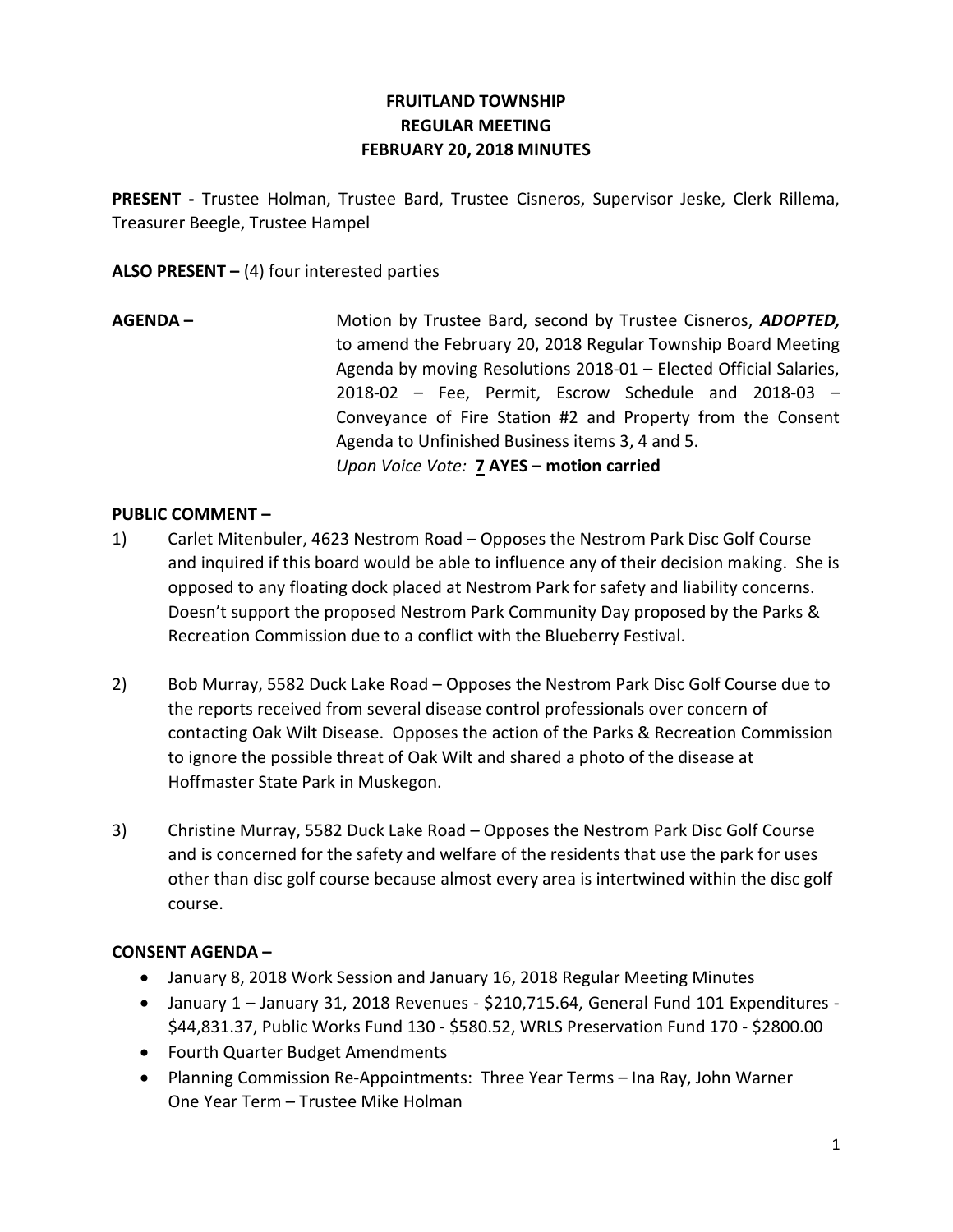**FRUITLAND TOWNSHIP**
**REGULAR MEETING**
**FEBRUARY 20, 2018 MINUTES**

**PRESENT -** Trustee Holman, Trustee Bard, Trustee Cisneros, Supervisor Jeske, Clerk Rillema, Treasurer Beegle, Trustee Hampel

**ALSO PRESENT –** (4) four interested parties

**AGENDA –** Motion by Trustee Bard, second by Trustee Cisneros, ***ADOPTED,*** to amend the February 20, 2018 Regular Township Board Meeting Agenda by moving Resolutions 2018-01 – Elected Official Salaries, 2018-02 – Fee, Permit, Escrow Schedule and 2018-03 – Conveyance of Fire Station #2 and Property from the Consent Agenda to Unfinished Business items 3, 4 and 5.
*Upon Voice Vote:* **7 AYES – motion carried**

**PUBLIC COMMENT –**

1) Carlet Mitenbuler, 4623 Nestrom Road – Opposes the Nestrom Park Disc Golf Course and inquired if this board would be able to influence any of their decision making. She is opposed to any floating dock placed at Nestrom Park for safety and liability concerns. Doesn't support the proposed Nestrom Park Community Day proposed by the Parks & Recreation Commission due to a conflict with the Blueberry Festival.

2) Bob Murray, 5582 Duck Lake Road – Opposes the Nestrom Park Disc Golf Course due to the reports received from several disease control professionals over concern of contacting Oak Wilt Disease. Opposes the action of the Parks & Recreation Commission to ignore the possible threat of Oak Wilt and shared a photo of the disease at Hoffmaster State Park in Muskegon.

3) Christine Murray, 5582 Duck Lake Road – Opposes the Nestrom Park Disc Golf Course and is concerned for the safety and welfare of the residents that use the park for uses other than disc golf course because almost every area is intertwined within the disc golf course.

**CONSENT AGENDA –**

- January 8, 2018 Work Session and January 16, 2018 Regular Meeting Minutes
- January 1 – January 31, 2018 Revenues - $210,715.64, General Fund 101 Expenditures - $44,831.37, Public Works Fund 130 - $580.52, WRLS Preservation Fund 170 - $2800.00
- Fourth Quarter Budget Amendments
- Planning Commission Re-Appointments: Three Year Terms – Ina Ray, John Warner
  One Year Term – Trustee Mike Holman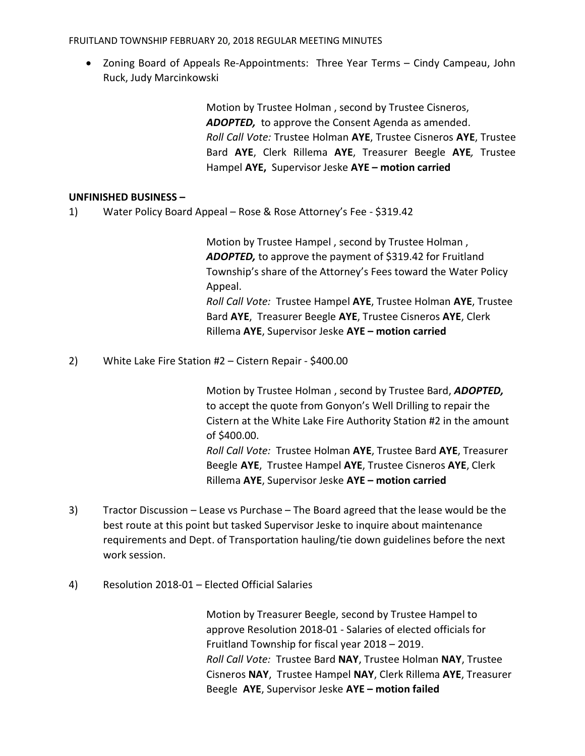- Zoning Board of Appeals Re-Appointments: Three Year Terms – Cindy Campeau, John Ruck, Judy Marcinkowski

> Motion by Trustee Holman , second by Trustee Cisneros, ***ADOPTED,*** to approve the Consent Agenda as amended.
> *Roll Call Vote:* Trustee Holman **AYE**, Trustee Cisneros **AYE**, Trustee Bard **AYE**, Clerk Rillema **AYE**, Treasurer Beegle **AYE***,* Trustee Hampel **AYE,** Supervisor Jeske **AYE – motion carried**

**UNFINISHED BUSINESS –**

1) Water Policy Board Appeal – Rose & Rose Attorney's Fee - $319.42

> Motion by Trustee Hampel , second by Trustee Holman , ***ADOPTED,*** to approve the payment of $319.42 for Fruitland Township's share of the Attorney's Fees toward the Water Policy Appeal.
> *Roll Call Vote:* Trustee Hampel **AYE**, Trustee Holman **AYE**, Trustee Bard **AYE**, Treasurer Beegle **AYE**, Trustee Cisneros **AYE**, Clerk Rillema **AYE**, Supervisor Jeske **AYE – motion carried**

2) White Lake Fire Station #2 – Cistern Repair - $400.00

> Motion by Trustee Holman , second by Trustee Bard, ***ADOPTED,*** to accept the quote from Gonyon's Well Drilling to repair the Cistern at the White Lake Fire Authority Station #2 in the amount of $400.00.
> *Roll Call Vote:* Trustee Holman **AYE**, Trustee Bard **AYE**, Treasurer Beegle **AYE**, Trustee Hampel **AYE**, Trustee Cisneros **AYE**, Clerk Rillema **AYE**, Supervisor Jeske **AYE – motion carried**

3) Tractor Discussion – Lease vs Purchase – The Board agreed that the lease would be the best route at this point but tasked Supervisor Jeske to inquire about maintenance requirements and Dept. of Transportation hauling/tie down guidelines before the next work session.

4) Resolution 2018-01 – Elected Official Salaries

> Motion by Treasurer Beegle, second by Trustee Hampel to approve Resolution 2018-01 - Salaries of elected officials for Fruitland Township for fiscal year 2018 – 2019.
> *Roll Call Vote:* Trustee Bard **NAY**, Trustee Holman **NAY**, Trustee Cisneros **NAY**, Trustee Hampel **NAY**, Clerk Rillema **AYE**, Treasurer Beegle **AYE**, Supervisor Jeske **AYE – motion failed**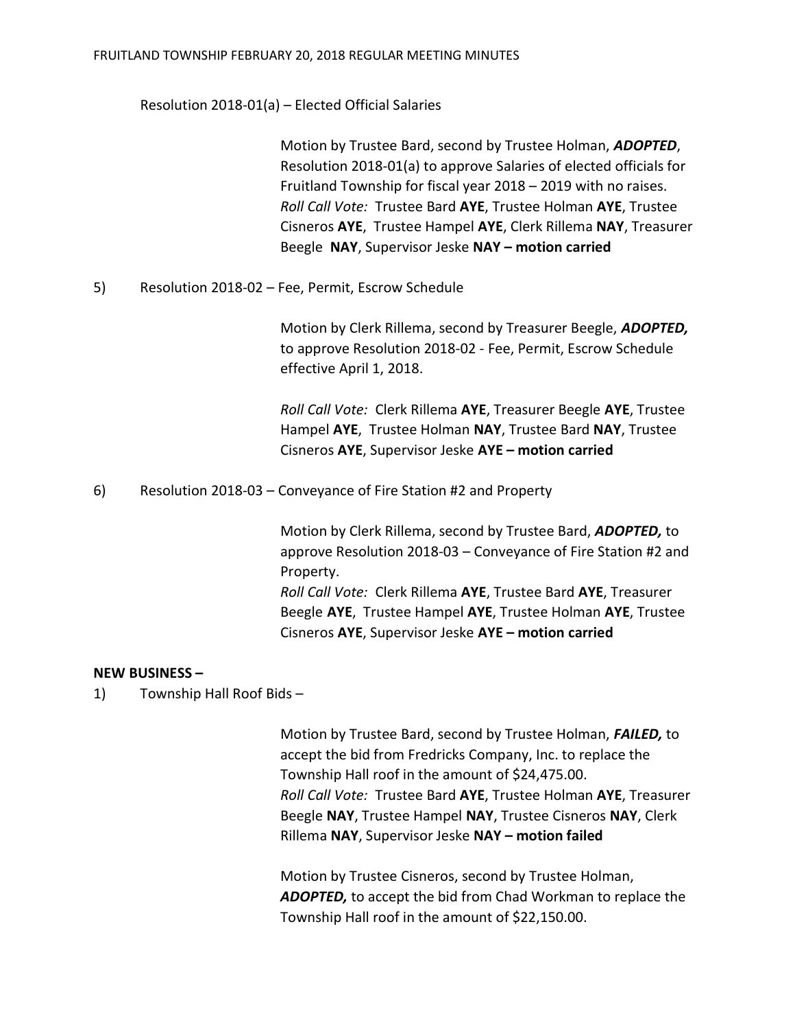Resolution 2018-01(a) – Elected Official Salaries

Motion by Trustee Bard, second by Trustee Holman, ***ADOPTED***, Resolution 2018-01(a) to approve Salaries of elected officials for Fruitland Township for fiscal year 2018 – 2019 with no raises. *Roll Call Vote:* Trustee Bard **AYE**, Trustee Holman **AYE**, Trustee Cisneros **AYE**, Trustee Hampel **AYE**, Clerk Rillema **NAY**, Treasurer Beegle **NAY**, Supervisor Jeske **NAY – motion carried**

5) Resolution 2018-02 – Fee, Permit, Escrow Schedule

Motion by Clerk Rillema, second by Treasurer Beegle, ***ADOPTED,*** to approve Resolution 2018-02 - Fee, Permit, Escrow Schedule effective April 1, 2018.

*Roll Call Vote:* Clerk Rillema **AYE**, Treasurer Beegle **AYE**, Trustee Hampel **AYE**, Trustee Holman **NAY**, Trustee Bard **NAY**, Trustee Cisneros **AYE**, Supervisor Jeske **AYE – motion carried**

6) Resolution 2018-03 – Conveyance of Fire Station #2 and Property

Motion by Clerk Rillema, second by Trustee Bard, ***ADOPTED,*** to approve Resolution 2018-03 – Conveyance of Fire Station #2 and Property.
*Roll Call Vote:* Clerk Rillema **AYE**, Trustee Bard **AYE**, Treasurer Beegle **AYE**, Trustee Hampel **AYE**, Trustee Holman **AYE**, Trustee Cisneros **AYE**, Supervisor Jeske **AYE – motion carried**

**NEW BUSINESS –**

1) Township Hall Roof Bids –

Motion by Trustee Bard, second by Trustee Holman, ***FAILED,*** to accept the bid from Fredricks Company, Inc. to replace the Township Hall roof in the amount of $24,475.00.
*Roll Call Vote:* Trustee Bard **AYE**, Trustee Holman **AYE**, Treasurer Beegle **NAY**, Trustee Hampel **NAY**, Trustee Cisneros **NAY**, Clerk Rillema **NAY**, Supervisor Jeske **NAY – motion failed**

Motion by Trustee Cisneros, second by Trustee Holman, ***ADOPTED,*** to accept the bid from Chad Workman to replace the Township Hall roof in the amount of $22,150.00.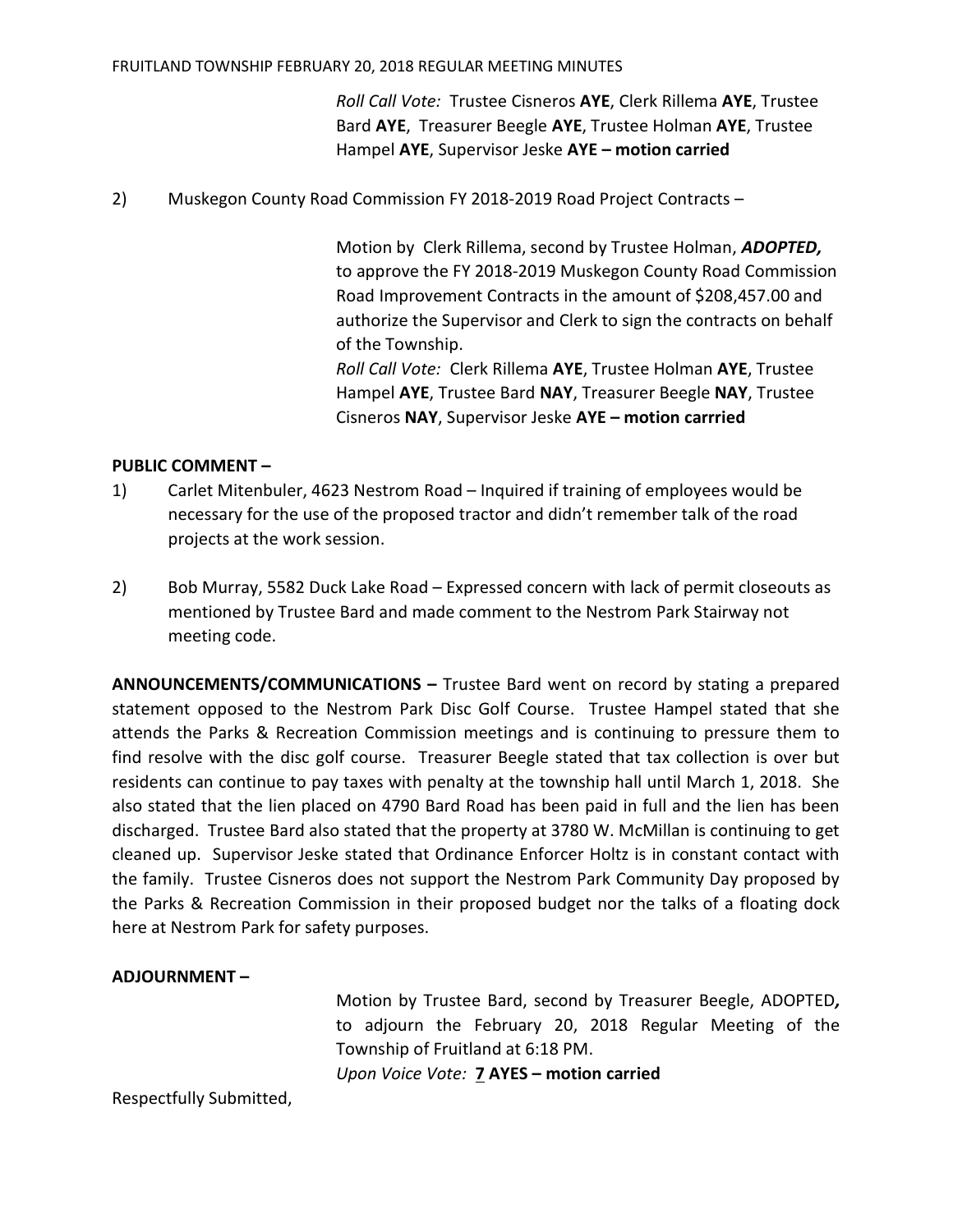*Roll Call Vote:* Trustee Cisneros **AYE**, Clerk Rillema **AYE**, Trustee Bard **AYE**, Treasurer Beegle **AYE**, Trustee Holman **AYE**, Trustee Hampel **AYE**, Supervisor Jeske **AYE – motion carried**

2) Muskegon County Road Commission FY 2018-2019 Road Project Contracts –

Motion by Clerk Rillema, second by Trustee Holman, ***ADOPTED,*** to approve the FY 2018-2019 Muskegon County Road Commission Road Improvement Contracts in the amount of $208,457.00 and authorize the Supervisor and Clerk to sign the contracts on behalf of the Township.
*Roll Call Vote:* Clerk Rillema **AYE**, Trustee Holman **AYE**, Trustee Hampel **AYE**, Trustee Bard **NAY**, Treasurer Beegle **NAY**, Trustee Cisneros **NAY**, Supervisor Jeske **AYE – motion carrried**

**PUBLIC COMMENT –**

1) Carlet Mitenbuler, 4623 Nestrom Road – Inquired if training of employees would be necessary for the use of the proposed tractor and didn't remember talk of the road projects at the work session.

2) Bob Murray, 5582 Duck Lake Road – Expressed concern with lack of permit closeouts as mentioned by Trustee Bard and made comment to the Nestrom Park Stairway not meeting code.

**ANNOUNCEMENTS/COMMUNICATIONS –** Trustee Bard went on record by stating a prepared statement opposed to the Nestrom Park Disc Golf Course. Trustee Hampel stated that she attends the Parks & Recreation Commission meetings and is continuing to pressure them to find resolve with the disc golf course. Treasurer Beegle stated that tax collection is over but residents can continue to pay taxes with penalty at the township hall until March 1, 2018. She also stated that the lien placed on 4790 Bard Road has been paid in full and the lien has been discharged. Trustee Bard also stated that the property at 3780 W. McMillan is continuing to get cleaned up. Supervisor Jeske stated that Ordinance Enforcer Holtz is in constant contact with the family. Trustee Cisneros does not support the Nestrom Park Community Day proposed by the Parks & Recreation Commission in their proposed budget nor the talks of a floating dock here at Nestrom Park for safety purposes.

**ADJOURNMENT –**

Motion by Trustee Bard, second by Treasurer Beegle, ADOPTED***,*** to adjourn the February 20, 2018 Regular Meeting of the Township of Fruitland at 6:18 PM.
*Upon Voice Vote:* **7 AYES – motion carried**

Respectfully Submitted,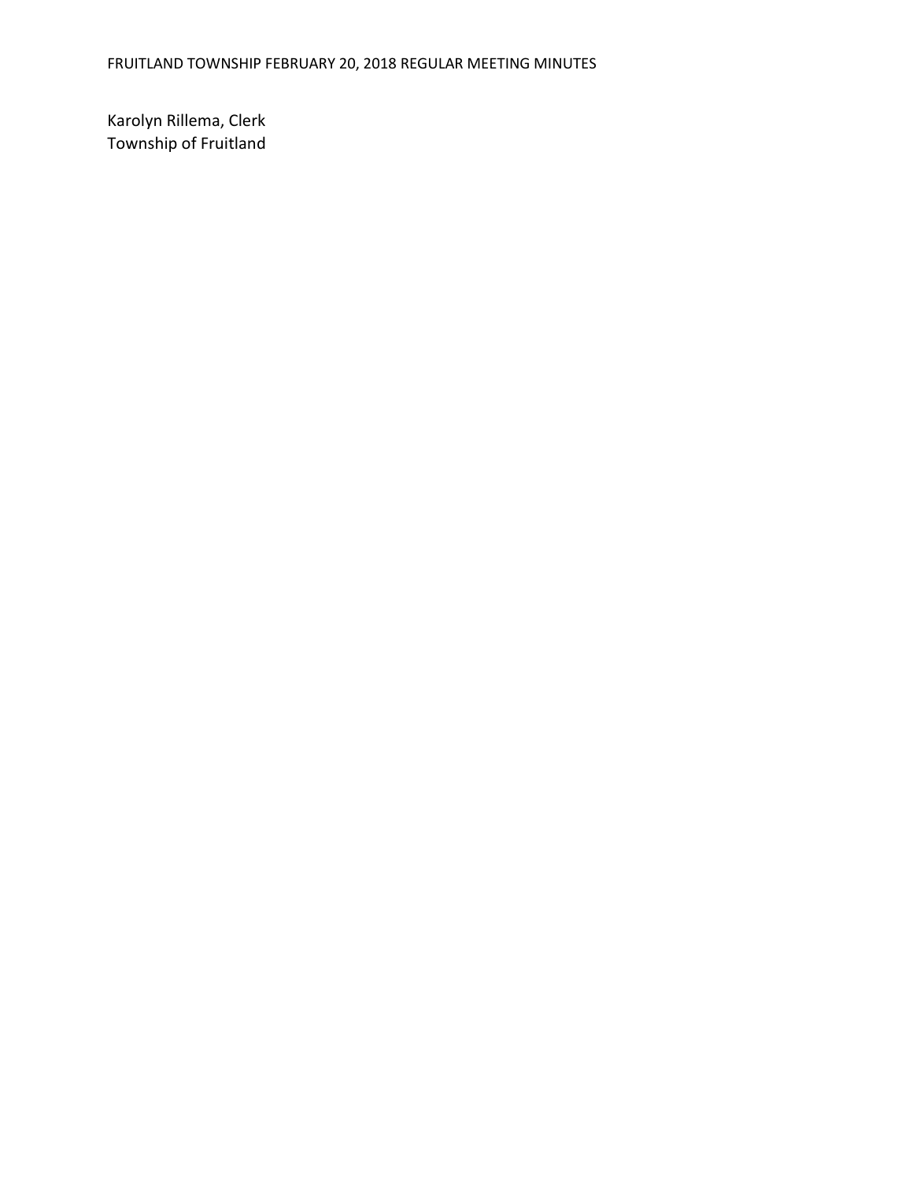Karolyn Rillema, Clerk
Township of Fruitland